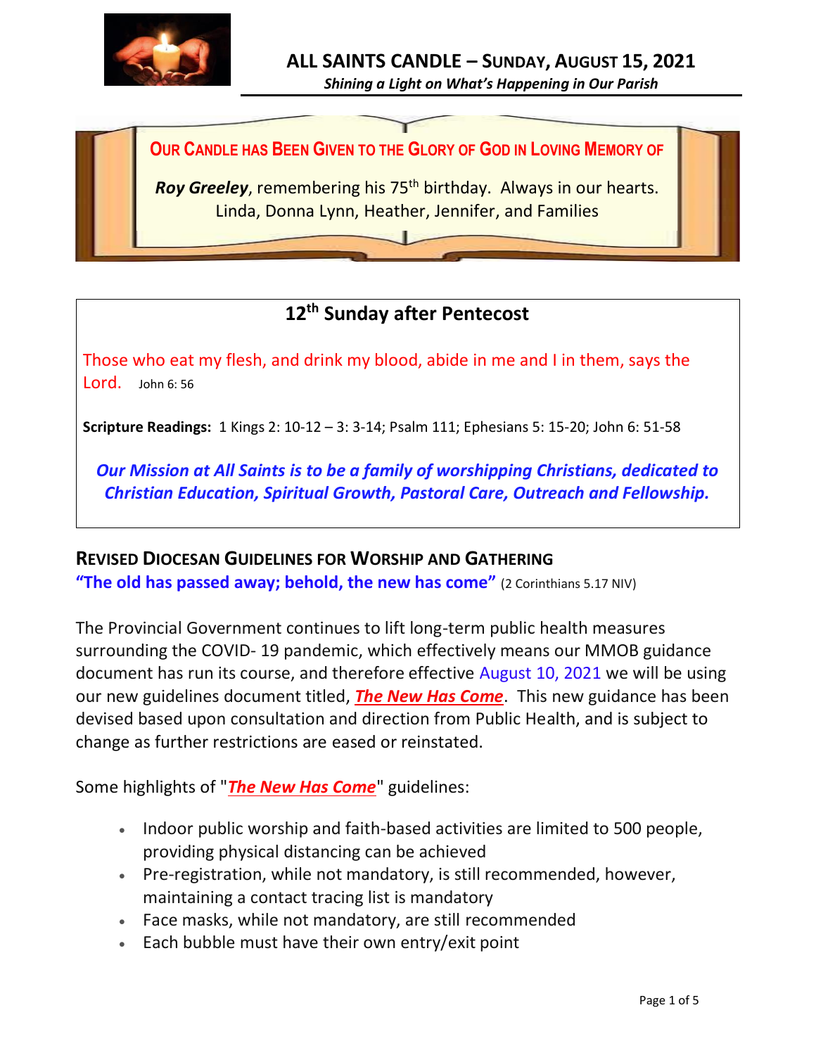# ALL SAINTS CANDLE – SUNDAY, AUGUST 15, 2021

*Shining a Light on What's Happening in Our Parish*

**OUR CANDLE HAS BEEN GIVEN TO THE GLORY OF GOD IN LOVING MEMORY OF**

***Roy Greeley***, remembering his 75th birthday. Always in our hearts.
Linda, Donna Lynn, Heather, Jennifer, and Families

## 12th Sunday after Pentecost

Those who eat my flesh, and drink my blood, abide in me and I in them, says the Lord. John 6: 56

**Scripture Readings:** 1 Kings 2: 10-12 – 3: 3-14; Psalm 111; Ephesians 5: 15-20; John 6: 51-58

***Our Mission at All Saints is to be a family of worshipping Christians, dedicated to Christian Education, Spiritual Growth, Pastoral Care, Outreach and Fellowship.***

## REVISED DIOCESAN GUIDELINES FOR WORSHIP AND GATHERING

**"The old has passed away; behold, the new has come"** (2 Corinthians 5.17 NIV)

The Provincial Government continues to lift long-term public health measures surrounding the COVID- 19 pandemic, which effectively means our MMOB guidance document has run its course, and therefore effective August 10, 2021 we will be using our new guidelines document titled, ***The New Has Come***. This new guidance has been devised based upon consultation and direction from Public Health, and is subject to change as further restrictions are eased or reinstated.

Some highlights of "***The New Has Come***" guidelines:

- Indoor public worship and faith-based activities are limited to 500 people, providing physical distancing can be achieved
- Pre-registration, while not mandatory, is still recommended, however, maintaining a contact tracing list is mandatory
- Face masks, while not mandatory, are still recommended
- Each bubble must have their own entry/exit point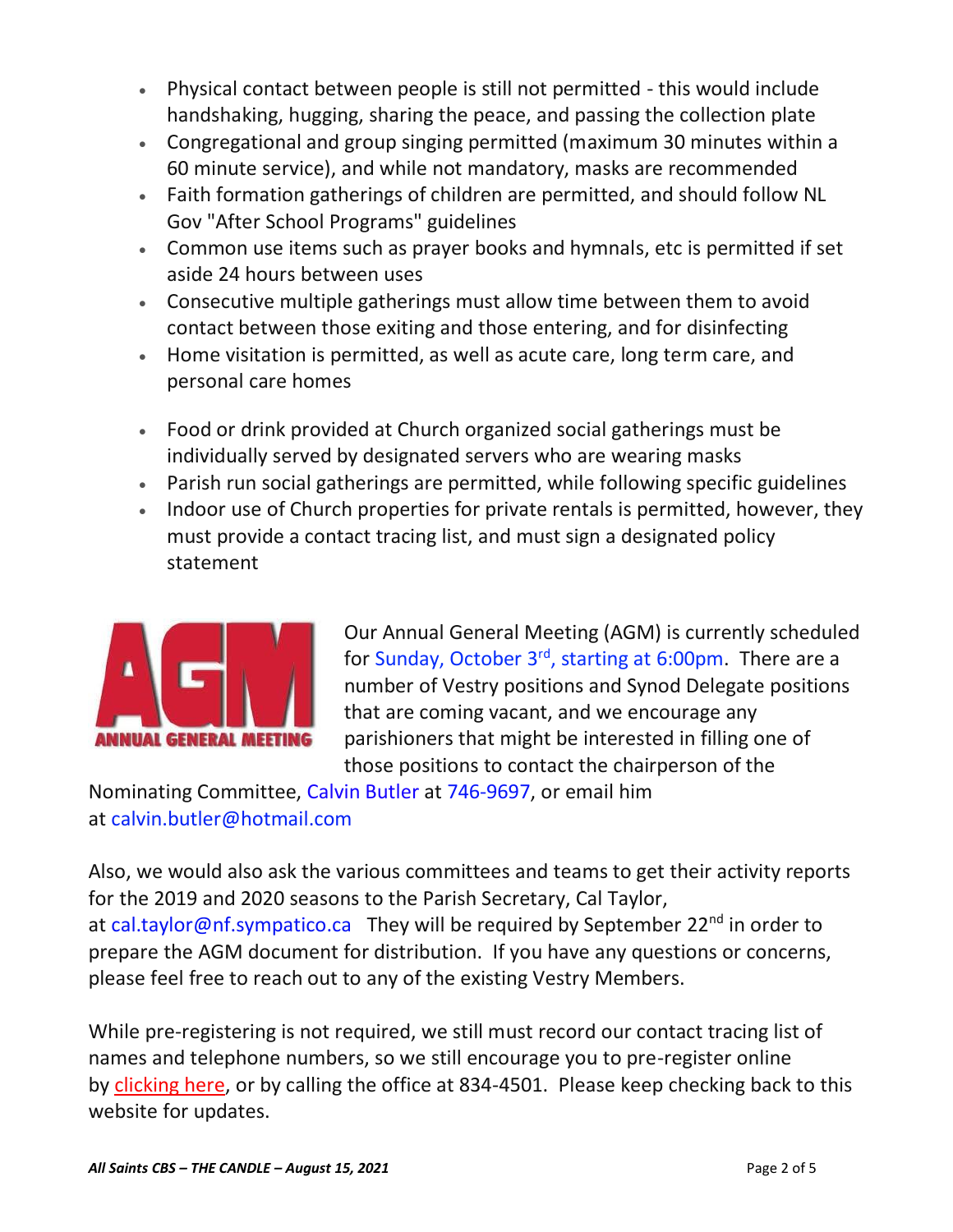- Physical contact between people is still not permitted - this would include handshaking, hugging, sharing the peace, and passing the collection plate
- Congregational and group singing permitted (maximum 30 minutes within a 60 minute service), and while not mandatory, masks are recommended
- Faith formation gatherings of children are permitted, and should follow NL Gov "After School Programs" guidelines
- Common use items such as prayer books and hymnals, etc is permitted if set aside 24 hours between uses
- Consecutive multiple gatherings must allow time between them to avoid contact between those exiting and those entering, and for disinfecting
- Home visitation is permitted, as well as acute care, long term care, and personal care homes

- Food or drink provided at Church organized social gatherings must be individually served by designated servers who are wearing masks
- Parish run social gatherings are permitted, while following specific guidelines
- Indoor use of Church properties for private rentals is permitted, however, they must provide a contact tracing list, and must sign a designated policy statement

AGM
ANNUAL GENERAL MEETING

Our Annual General Meeting (AGM) is currently scheduled for Sunday, October 3rd, starting at 6:00pm. There are a number of Vestry positions and Synod Delegate positions that are coming vacant, and we encourage any parishioners that might be interested in filling one of those positions to contact the chairperson of the Nominating Committee, Calvin Butler at 746-9697, or email him at calvin.butler@hotmail.com

Also, we would also ask the various committees and teams to get their activity reports for the 2019 and 2020 seasons to the Parish Secretary, Cal Taylor, at cal.taylor@nf.sympatico.ca They will be required by September 22nd in order to prepare the AGM document for distribution. If you have any questions or concerns, please feel free to reach out to any of the existing Vestry Members.

While pre-registering is not required, we still must record our contact tracing list of names and telephone numbers, so we still encourage you to pre-register online by clicking here, or by calling the office at 834-4501. Please keep checking back to this website for updates.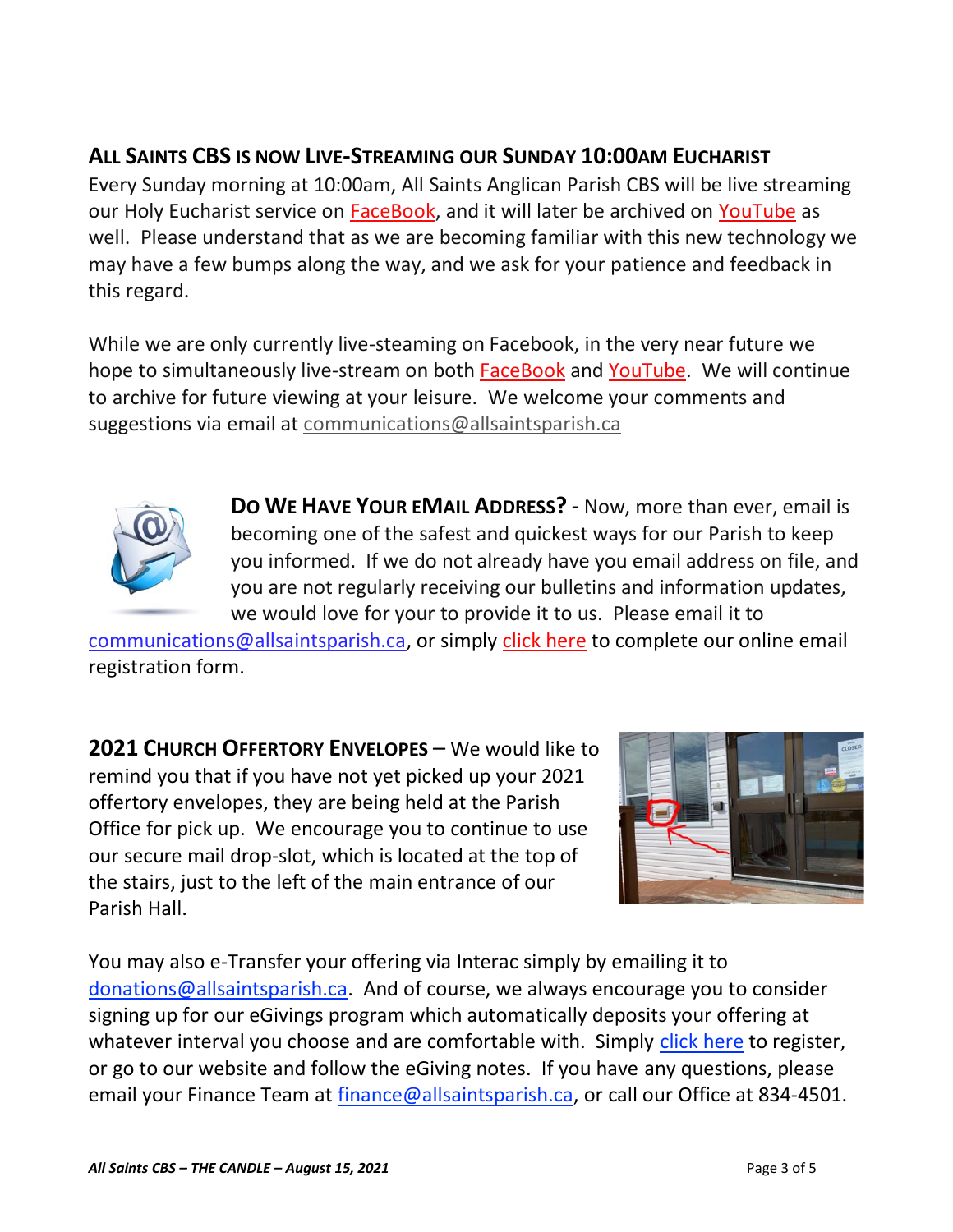## All Saints CBS is now Live-Streaming our Sunday 10:00am Eucharist

Every Sunday morning at 10:00am, All Saints Anglican Parish CBS will be live streaming our Holy Eucharist service on FaceBook, and it will later be archived on YouTube as well. Please understand that as we are becoming familiar with this new technology we may have a few bumps along the way, and we ask for your patience and feedback in this regard.

While we are only currently live-steaming on Facebook, in the very near future we hope to simultaneously live-stream on both FaceBook and YouTube. We will continue to archive for future viewing at your leisure. We welcome your comments and suggestions via email at communications@allsaintsparish.ca

**Do We Have Your eMail Address?** - Now, more than ever, email is becoming one of the safest and quickest ways for our Parish to keep you informed. If we do not already have you email address on file, and you are not regularly receiving our bulletins and information updates, we would love for your to provide it to us. Please email it to communications@allsaintsparish.ca, or simply click here to complete our online email registration form.

**2021 Church Offertory Envelopes** – We would like to remind you that if you have not yet picked up your 2021 offertory envelopes, they are being held at the Parish Office for pick up. We encourage you to continue to use our secure mail drop-slot, which is located at the top of the stairs, just to the left of the main entrance of our Parish Hall.

You may also e-Transfer your offering via Interac simply by emailing it to donations@allsaintsparish.ca. And of course, we always encourage you to consider signing up for our eGivings program which automatically deposits your offering at whatever interval you choose and are comfortable with. Simply click here to register, or go to our website and follow the eGiving notes. If you have any questions, please email your Finance Team at finance@allsaintsparish.ca, or call our Office at 834-4501.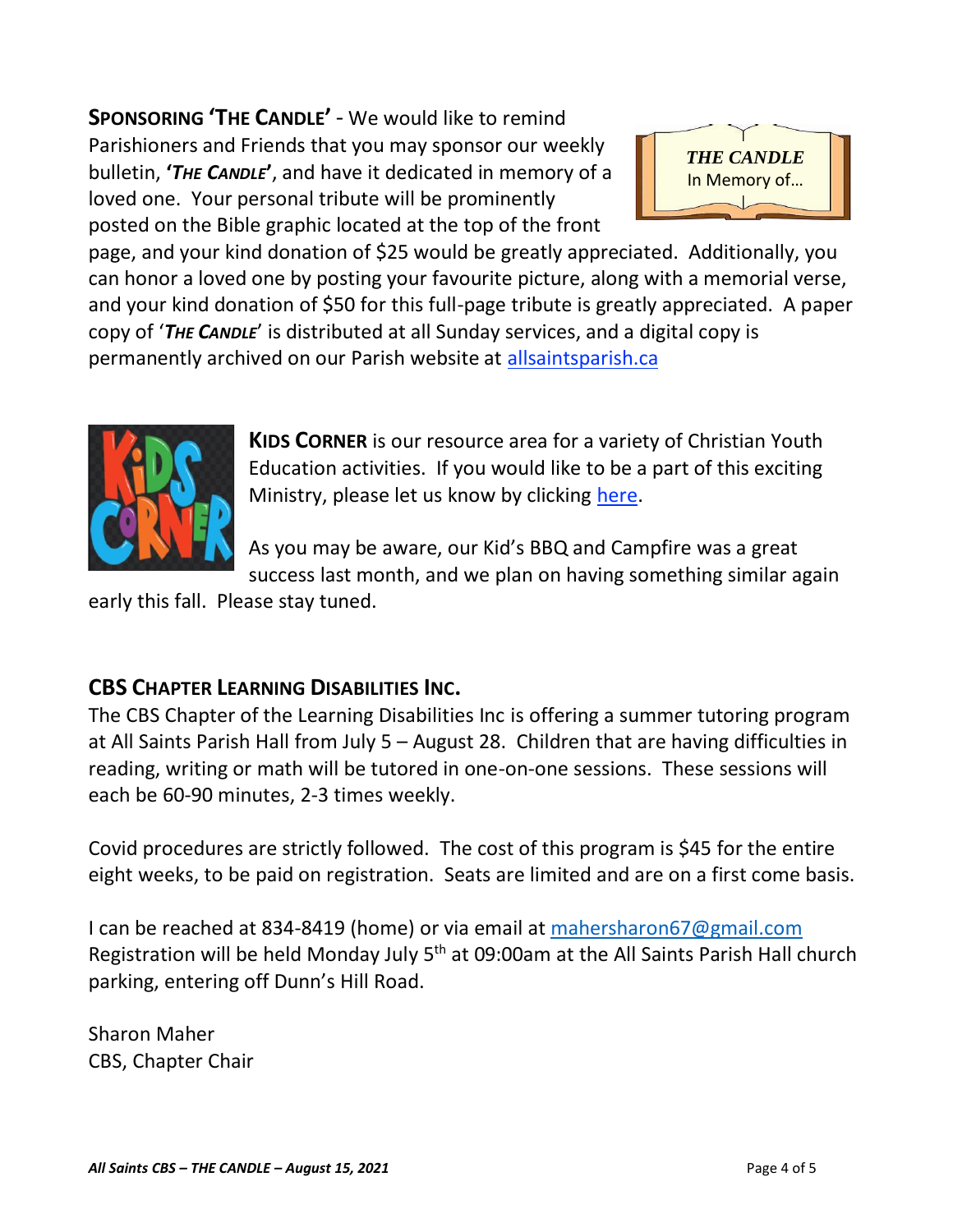**SPONSORING 'THE CANDLE'** - We would like to remind Parishioners and Friends that you may sponsor our weekly bulletin, ***'THE CANDLE'***, and have it dedicated in memory of a loved one. Your personal tribute will be prominently posted on the Bible graphic located at the top of the front page, and your kind donation of $25 would be greatly appreciated. Additionally, you can honor a loved one by posting your favourite picture, along with a memorial verse, and your kind donation of $50 for this full-page tribute is greatly appreciated. A paper copy of '***THE CANDLE***' is distributed at all Sunday services, and a digital copy is permanently archived on our Parish website at [allsaintsparish.ca](allsaintsparish.ca)

***THE CANDLE***
In Memory of…

**KIDS CORNER** is our resource area for a variety of Christian Youth Education activities. If you would like to be a part of this exciting Ministry, please let us know by clicking here.

As you may be aware, our Kid's BBQ and Campfire was a great success last month, and we plan on having something similar again early this fall. Please stay tuned.

## CBS CHAPTER LEARNING DISABILITIES INC.

The CBS Chapter of the Learning Disabilities Inc is offering a summer tutoring program at All Saints Parish Hall from July 5 – August 28. Children that are having difficulties in reading, writing or math will be tutored in one-on-one sessions. These sessions will each be 60-90 minutes, 2-3 times weekly.

Covid procedures are strictly followed. The cost of this program is $45 for the entire eight weeks, to be paid on registration. Seats are limited and are on a first come basis.

I can be reached at 834-8419 (home) or via email at mahersharon67@gmail.com
Registration will be held Monday July 5th at 09:00am at the All Saints Parish Hall church parking, entering off Dunn's Hill Road.

Sharon Maher
CBS, Chapter Chair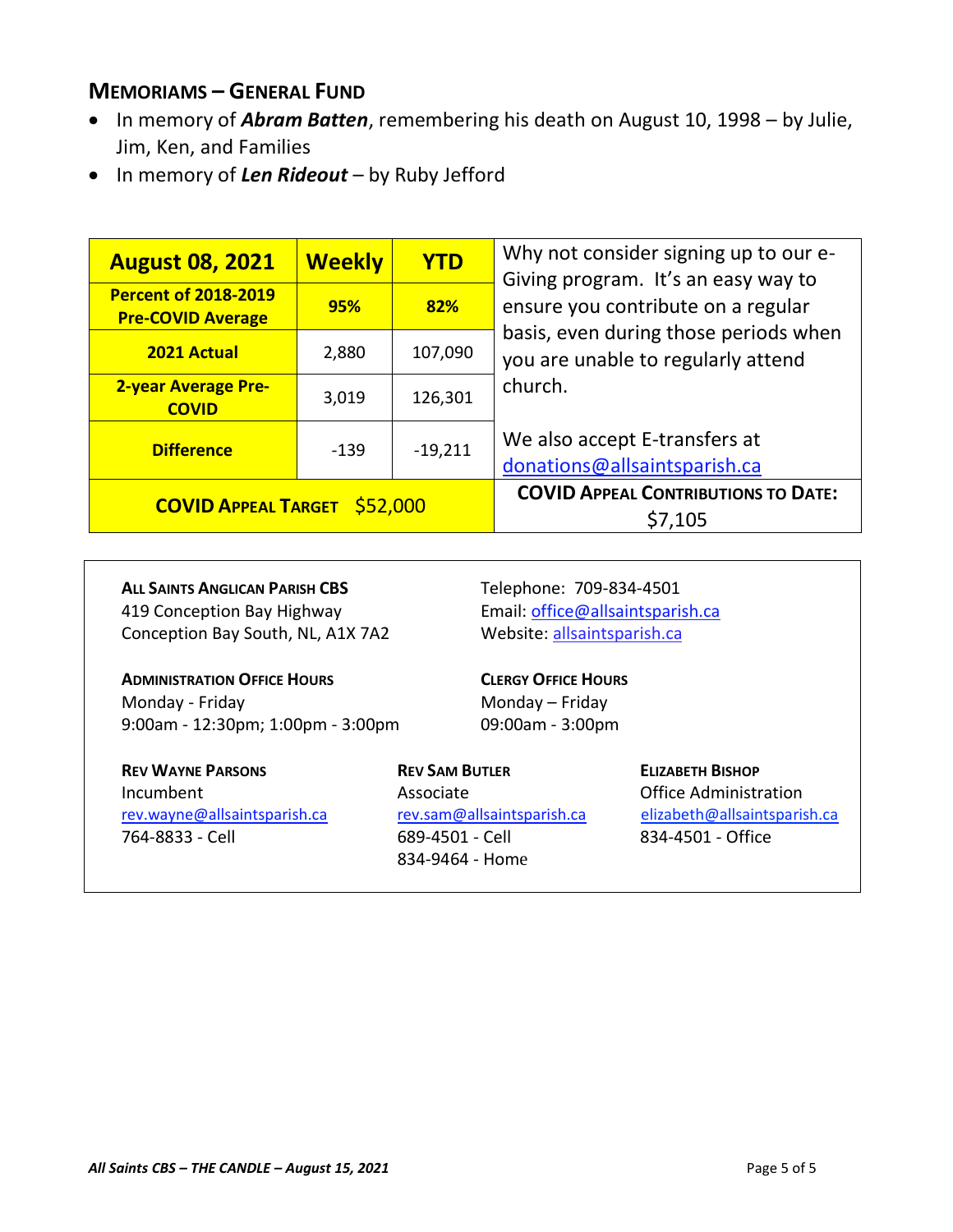## Memoriams – General Fund

- In memory of ***Abram Batten***, remembering his death on August 10, 1998 – by Julie, Jim, Ken, and Families
- In memory of ***Len Rideout*** – by Ruby Jefford

| August 08, 2021 | Weekly | YTD |
|---|---|---|
| **Percent of 2018-2019 Pre-COVID Average** | **95%** | **82%** |
| **2021 Actual** | 2,880 | 107,090 |
| **2-year Average Pre-COVID** | 3,019 | 126,301 |
| **Difference** | -139 | -19,211 |
| **COVID Appeal Target** $52,000 | | |

Why not consider signing up to our e-Giving program. It's an easy way to ensure you contribute on a regular basis, even during those periods when you are unable to regularly attend church.

We also accept E-transfers at donations@allsaintsparish.ca

**COVID Appeal Contributions to Date:** $7,105

**All Saints Anglican Parish CBS**
419 Conception Bay Highway
Conception Bay South, NL, A1X 7A2

Telephone: 709-834-4501
Email: office@allsaintsparish.ca
Website: allsaintsparish.ca

**Administration Office Hours**
Monday - Friday
9:00am - 12:30pm; 1:00pm - 3:00pm

**Clergy Office Hours**
Monday – Friday
09:00am - 3:00pm

**Rev Wayne Parsons**
Incumbent
rev.wayne@allsaintsparish.ca
764-8833 - Cell

**Rev Sam Butler**
Associate
rev.sam@allsaintsparish.ca
689-4501 - Cell
834-9464 - Home

**Elizabeth Bishop**
Office Administration
elizabeth@allsaintsparish.ca
834-4501 - Office